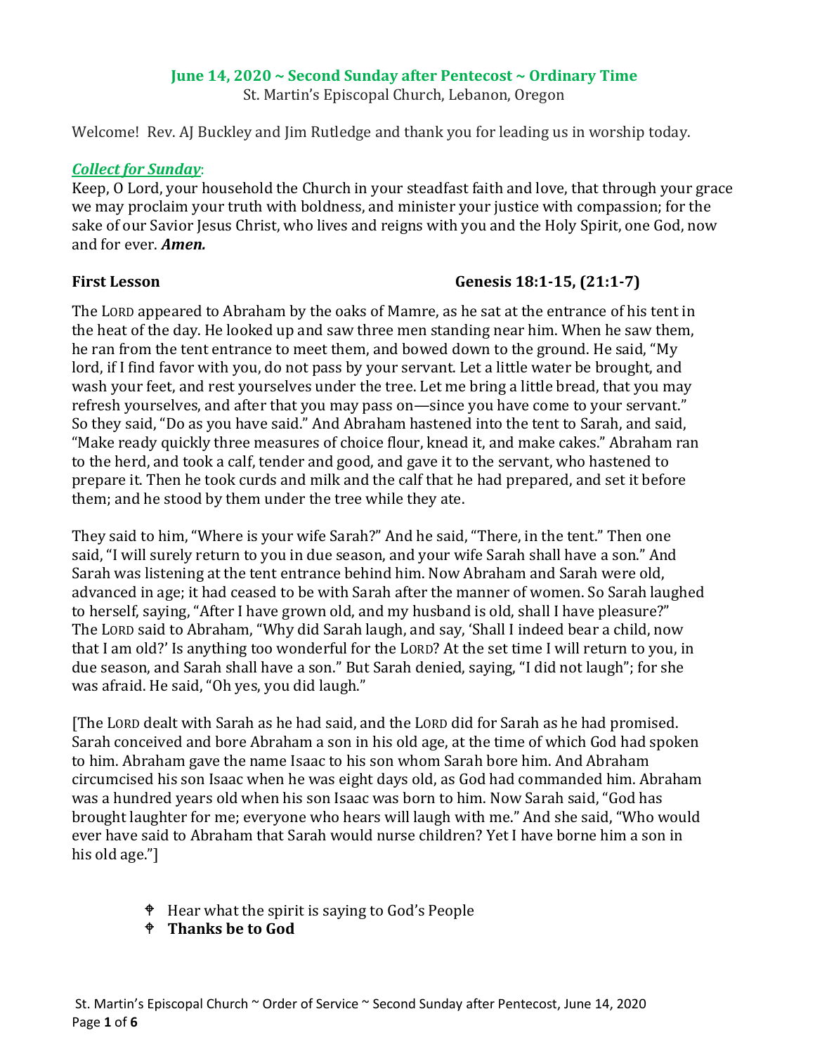## June 14, 2020 ~ Second Sunday after Pentecost ~ Ordinary Time

St. Martin's Episcopal Church, Lebanon, Oregon

Welcome! Rev. AJ Buckley and Jim Rutledge and thank you for leading us in worship today.

***Collect for Sunday***:

Keep, O Lord, your household the Church in your steadfast faith and love, that through your grace we may proclaim your truth with boldness, and minister your justice with compassion; for the sake of our Savior Jesus Christ, who lives and reigns with you and the Holy Spirit, one God, now and for ever. ***Amen.***

**First Lesson** **Genesis 18:1-15, (21:1-7)**

The LORD appeared to Abraham by the oaks of Mamre, as he sat at the entrance of his tent in the heat of the day. He looked up and saw three men standing near him. When he saw them, he ran from the tent entrance to meet them, and bowed down to the ground. He said, "My lord, if I find favor with you, do not pass by your servant. Let a little water be brought, and wash your feet, and rest yourselves under the tree. Let me bring a little bread, that you may refresh yourselves, and after that you may pass on—since you have come to your servant." So they said, "Do as you have said." And Abraham hastened into the tent to Sarah, and said, "Make ready quickly three measures of choice flour, knead it, and make cakes." Abraham ran to the herd, and took a calf, tender and good, and gave it to the servant, who hastened to prepare it. Then he took curds and milk and the calf that he had prepared, and set it before them; and he stood by them under the tree while they ate.

They said to him, "Where is your wife Sarah?" And he said, "There, in the tent." Then one said, "I will surely return to you in due season, and your wife Sarah shall have a son." And Sarah was listening at the tent entrance behind him. Now Abraham and Sarah were old, advanced in age; it had ceased to be with Sarah after the manner of women. So Sarah laughed to herself, saying, "After I have grown old, and my husband is old, shall I have pleasure?" The LORD said to Abraham, "Why did Sarah laugh, and say, 'Shall I indeed bear a child, now that I am old?' Is anything too wonderful for the LORD? At the set time I will return to you, in due season, and Sarah shall have a son." But Sarah denied, saying, "I did not laugh"; for she was afraid. He said, "Oh yes, you did laugh."

[The LORD dealt with Sarah as he had said, and the LORD did for Sarah as he had promised. Sarah conceived and bore Abraham a son in his old age, at the time of which God had spoken to him. Abraham gave the name Isaac to his son whom Sarah bore him. And Abraham circumcised his son Isaac when he was eight days old, as God had commanded him. Abraham was a hundred years old when his son Isaac was born to him. Now Sarah said, "God has brought laughter for me; everyone who hears will laugh with me." And she said, "Who would ever have said to Abraham that Sarah would nurse children? Yet I have borne him a son in his old age."]

- Hear what the spirit is saying to God's People
- **Thanks be to God**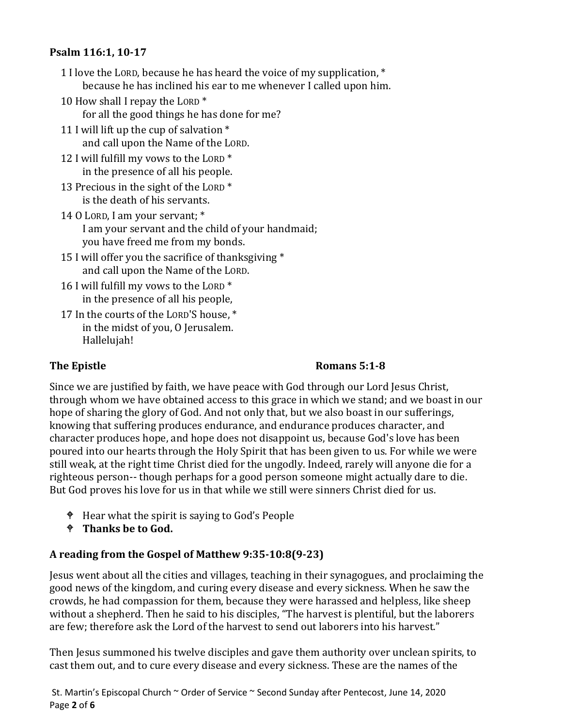**Psalm 116:1, 10-17**

1 I love the LORD, because he has heard the voice of my supplication, *
 because he has inclined his ear to me whenever I called upon him.

10 How shall I repay the LORD *
 for all the good things he has done for me?

11 I will lift up the cup of salvation *
 and call upon the Name of the LORD.

12 I will fulfill my vows to the LORD *
 in the presence of all his people.

13 Precious in the sight of the LORD *
 is the death of his servants.

14 O LORD, I am your servant; *
 I am your servant and the child of your handmaid;
 you have freed me from my bonds.

15 I will offer you the sacrifice of thanksgiving *
 and call upon the Name of the LORD.

16 I will fulfill my vows to the LORD *
 in the presence of all his people,

17 In the courts of the LORD'S house, *
 in the midst of you, O Jerusalem.
 Hallelujah!

**The Epistle** **Romans 5:1-8**

Since we are justified by faith, we have peace with God through our Lord Jesus Christ, through whom we have obtained access to this grace in which we stand; and we boast in our hope of sharing the glory of God. And not only that, but we also boast in our sufferings, knowing that suffering produces endurance, and endurance produces character, and character produces hope, and hope does not disappoint us, because God's love has been poured into our hearts through the Holy Spirit that has been given to us. For while we were still weak, at the right time Christ died for the ungodly. Indeed, rarely will anyone die for a righteous person-- though perhaps for a good person someone might actually dare to die. But God proves his love for us in that while we still were sinners Christ died for us.

- Hear what the spirit is saying to God's People
- **Thanks be to God.**

**A reading from the Gospel of Matthew 9:35-10:8(9-23)**

Jesus went about all the cities and villages, teaching in their synagogues, and proclaiming the good news of the kingdom, and curing every disease and every sickness. When he saw the crowds, he had compassion for them, because they were harassed and helpless, like sheep without a shepherd. Then he said to his disciples, "The harvest is plentiful, but the laborers are few; therefore ask the Lord of the harvest to send out laborers into his harvest."

Then Jesus summoned his twelve disciples and gave them authority over unclean spirits, to cast them out, and to cure every disease and every sickness. These are the names of the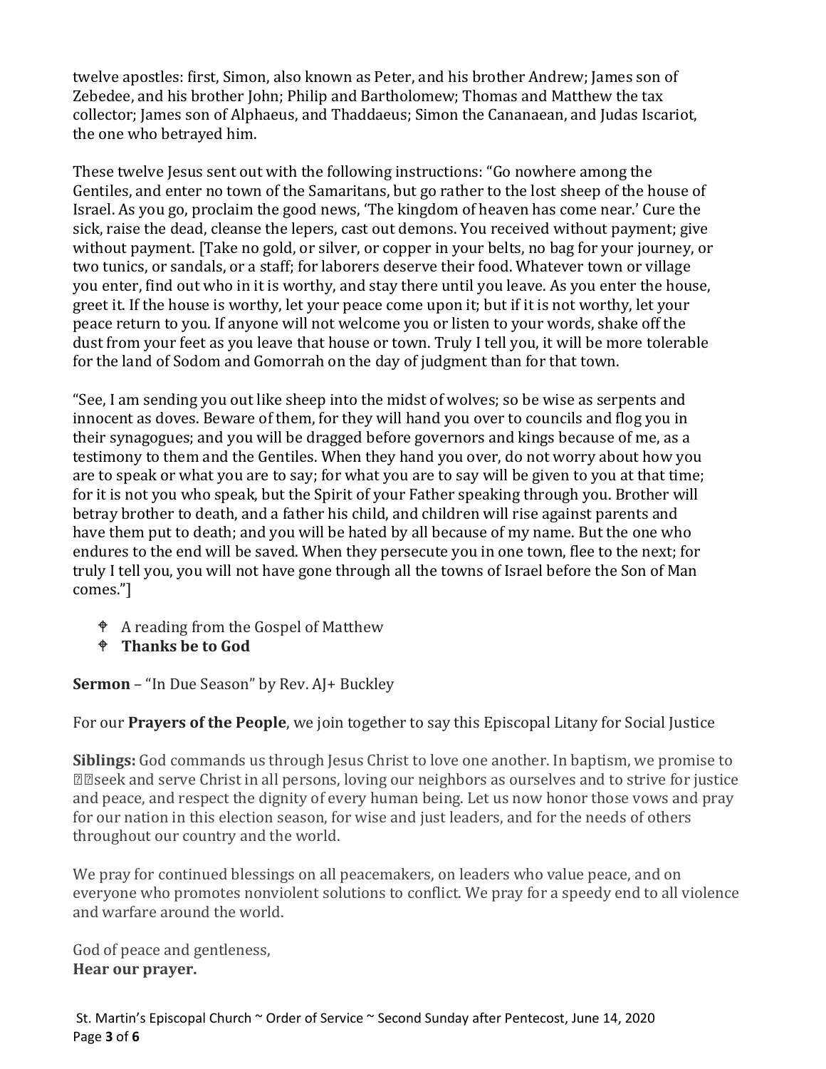twelve apostles: first, Simon, also known as Peter, and his brother Andrew; James son of Zebedee, and his brother John; Philip and Bartholomew; Thomas and Matthew the tax collector; James son of Alphaeus, and Thaddaeus; Simon the Cananaean, and Judas Iscariot, the one who betrayed him.

These twelve Jesus sent out with the following instructions: "Go nowhere among the Gentiles, and enter no town of the Samaritans, but go rather to the lost sheep of the house of Israel. As you go, proclaim the good news, 'The kingdom of heaven has come near.' Cure the sick, raise the dead, cleanse the lepers, cast out demons. You received without payment; give without payment. [Take no gold, or silver, or copper in your belts, no bag for your journey, or two tunics, or sandals, or a staff; for laborers deserve their food. Whatever town or village you enter, find out who in it is worthy, and stay there until you leave. As you enter the house, greet it. If the house is worthy, let your peace come upon it; but if it is not worthy, let your peace return to you. If anyone will not welcome you or listen to your words, shake off the dust from your feet as you leave that house or town. Truly I tell you, it will be more tolerable for the land of Sodom and Gomorrah on the day of judgment than for that town.

"See, I am sending you out like sheep into the midst of wolves; so be wise as serpents and innocent as doves. Beware of them, for they will hand you over to councils and flog you in their synagogues; and you will be dragged before governors and kings because of me, as a testimony to them and the Gentiles. When they hand you over, do not worry about how you are to speak or what you are to say; for what you are to say will be given to you at that time; for it is not you who speak, but the Spirit of your Father speaking through you. Brother will betray brother to death, and a father his child, and children will rise against parents and have them put to death; and you will be hated by all because of my name. But the one who endures to the end will be saved. When they persecute you in one town, flee to the next; for truly I tell you, you will not have gone through all the towns of Israel before the Son of Man comes."]

- A reading from the Gospel of Matthew
- **Thanks be to God**

**Sermon** – "In Due Season" by Rev. AJ+ Buckley

For our **Prayers of the People**, we join together to say this Episcopal Litany for Social Justice

**Siblings:** God commands us through Jesus Christ to love one another. In baptism, we promise to seek and serve Christ in all persons, loving our neighbors as ourselves and to strive for justice and peace, and respect the dignity of every human being. Let us now honor those vows and pray for our nation in this election season, for wise and just leaders, and for the needs of others throughout our country and the world.

We pray for continued blessings on all peacemakers, on leaders who value peace, and on everyone who promotes nonviolent solutions to conflict. We pray for a speedy end to all violence and warfare around the world.

God of peace and gentleness,
**Hear our prayer.**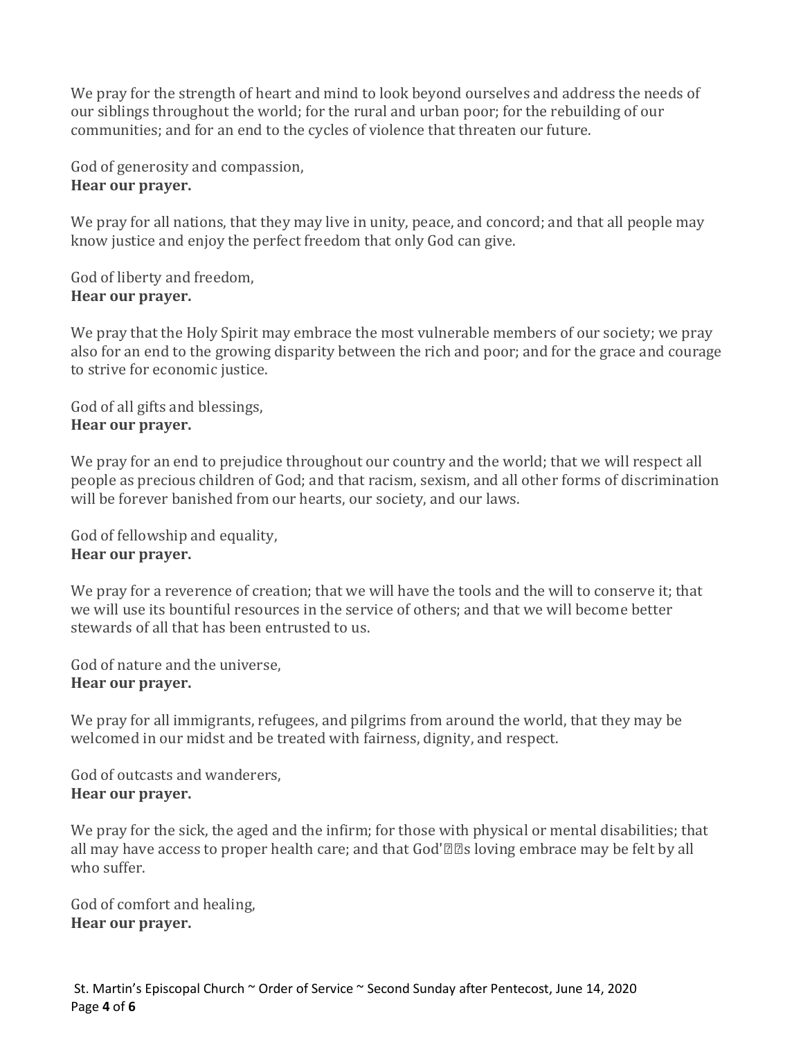We pray for the strength of heart and mind to look beyond ourselves and address the needs of our siblings throughout the world; for the rural and urban poor; for the rebuilding of our communities; and for an end to the cycles of violence that threaten our future.

God of generosity and compassion,
**Hear our prayer.**

We pray for all nations, that they may live in unity, peace, and concord; and that all people may know justice and enjoy the perfect freedom that only God can give.

God of liberty and freedom,
**Hear our prayer.**

We pray that the Holy Spirit may embrace the most vulnerable members of our society; we pray also for an end to the growing disparity between the rich and poor; and for the grace and courage to strive for economic justice.

God of all gifts and blessings,
**Hear our prayer.**

We pray for an end to prejudice throughout our country and the world; that we will respect all people as precious children of God; and that racism, sexism, and all other forms of discrimination will be forever banished from our hearts, our society, and our laws.

God of fellowship and equality,
**Hear our prayer.**

We pray for a reverence of creation; that we will have the tools and the will to conserve it; that we will use its bountiful resources in the service of others; and that we will become better stewards of all that has been entrusted to us.

God of nature and the universe,
**Hear our prayer.**

We pray for all immigrants, refugees, and pilgrims from around the world, that they may be welcomed in our midst and be treated with fairness, dignity, and respect.

God of outcasts and wanderers,
**Hear our prayer.**

We pray for the sick, the aged and the infirm; for those with physical or mental disabilities; that all may have access to proper health care; and that God's loving embrace may be felt by all who suffer.

God of comfort and healing,
**Hear our prayer.**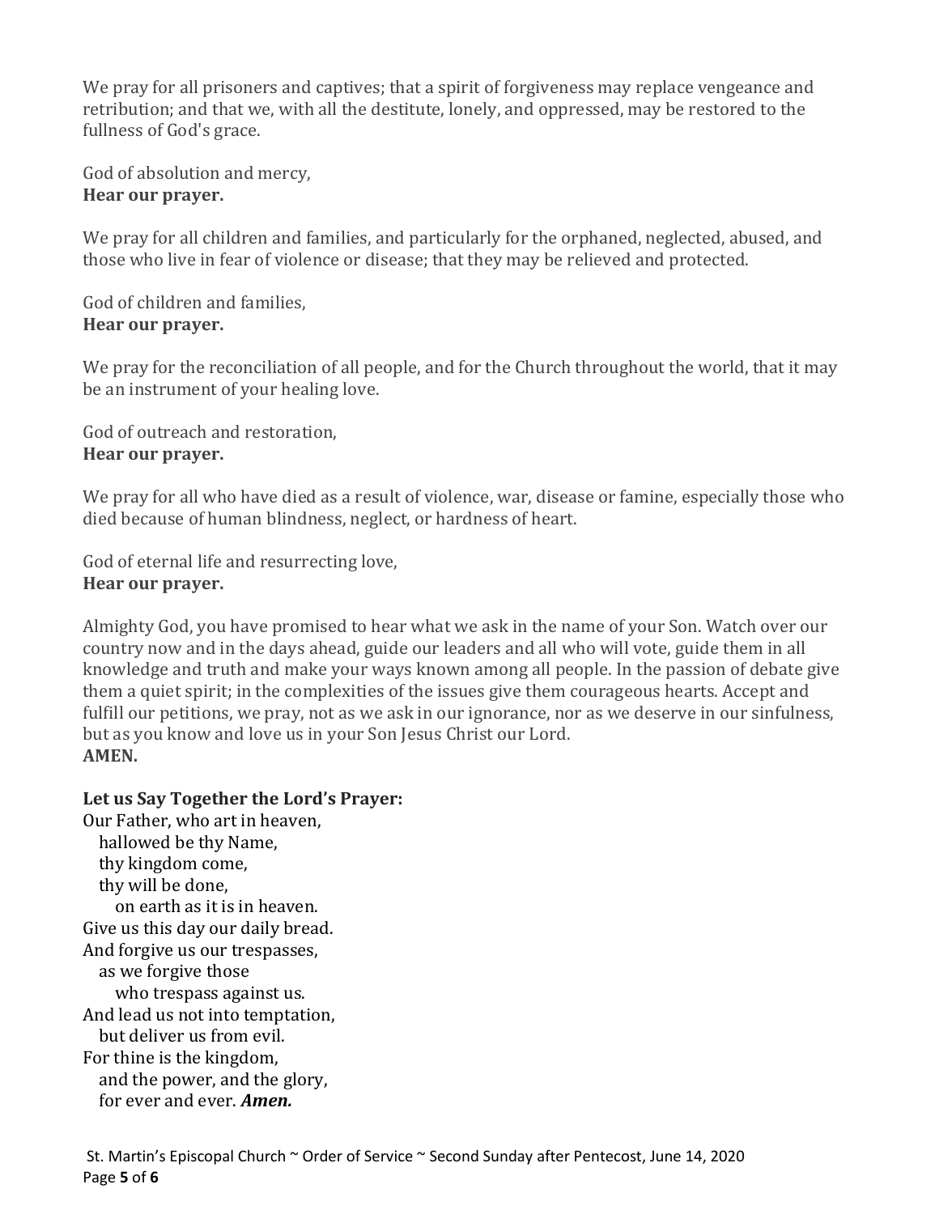We pray for all prisoners and captives; that a spirit of forgiveness may replace vengeance and retribution; and that we, with all the destitute, lonely, and oppressed, may be restored to the fullness of God's grace.

God of absolution and mercy,  
**Hear our prayer.**

We pray for all children and families, and particularly for the orphaned, neglected, abused, and those who live in fear of violence or disease; that they may be relieved and protected.

God of children and families,  
**Hear our prayer.**

We pray for the reconciliation of all people, and for the Church throughout the world, that it may be an instrument of your healing love.

God of outreach and restoration,  
**Hear our prayer.**

We pray for all who have died as a result of violence, war, disease or famine, especially those who died because of human blindness, neglect, or hardness of heart.

God of eternal life and resurrecting love,  
**Hear our prayer.**

Almighty God, you have promised to hear what we ask in the name of your Son. Watch over our country now and in the days ahead, guide our leaders and all who will vote, guide them in all knowledge and truth and make your ways known among all people. In the passion of debate give them a quiet spirit; in the complexities of the issues give them courageous hearts. Accept and fulfill our petitions, we pray, not as we ask in our ignorance, nor as we deserve in our sinfulness, but as you know and love us in your Son Jesus Christ our Lord.  
**AMEN.**

**Let us Say Together the Lord's Prayer:**

Our Father, who art in heaven,  
   hallowed be thy Name,  
   thy kingdom come,  
   thy will be done,  
      on earth as it is in heaven.  
Give us this day our daily bread.  
And forgive us our trespasses,  
   as we forgive those  
      who trespass against us.  
And lead us not into temptation,  
   but deliver us from evil.  
For thine is the kingdom,  
   and the power, and the glory,  
   for ever and ever. ***Amen.***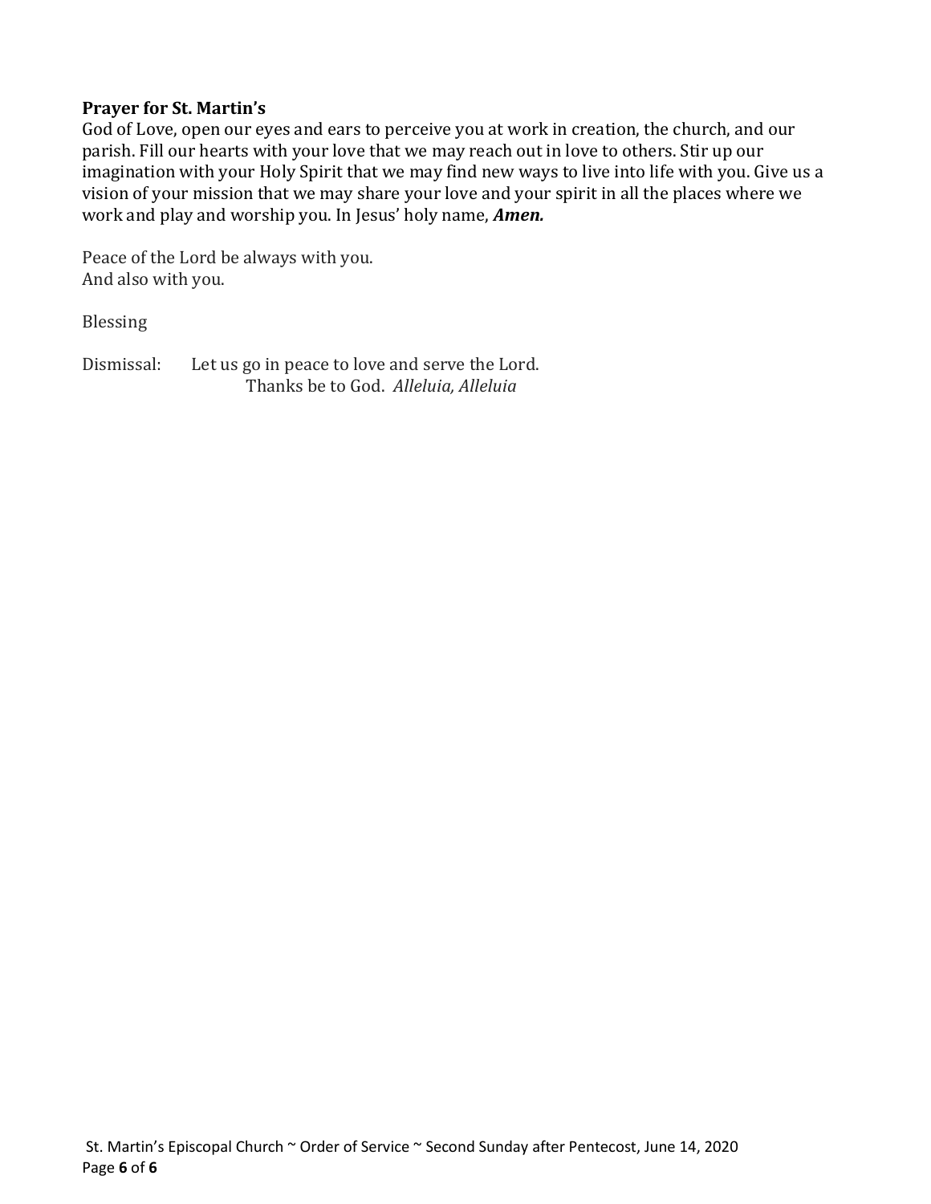**Prayer for St. Martin's**

God of Love, open our eyes and ears to perceive you at work in creation, the church, and our parish. Fill our hearts with your love that we may reach out in love to others. Stir up our imagination with your Holy Spirit that we may find new ways to live into life with you. Give us a vision of your mission that we may share your love and your spirit in all the places where we work and play and worship you. In Jesus' holy name, ***Amen.***

Peace of the Lord be always with you.
And also with you.

Blessing

Dismissal: Let us go in peace to love and serve the Lord.
Thanks be to God. *Alleluia, Alleluia*